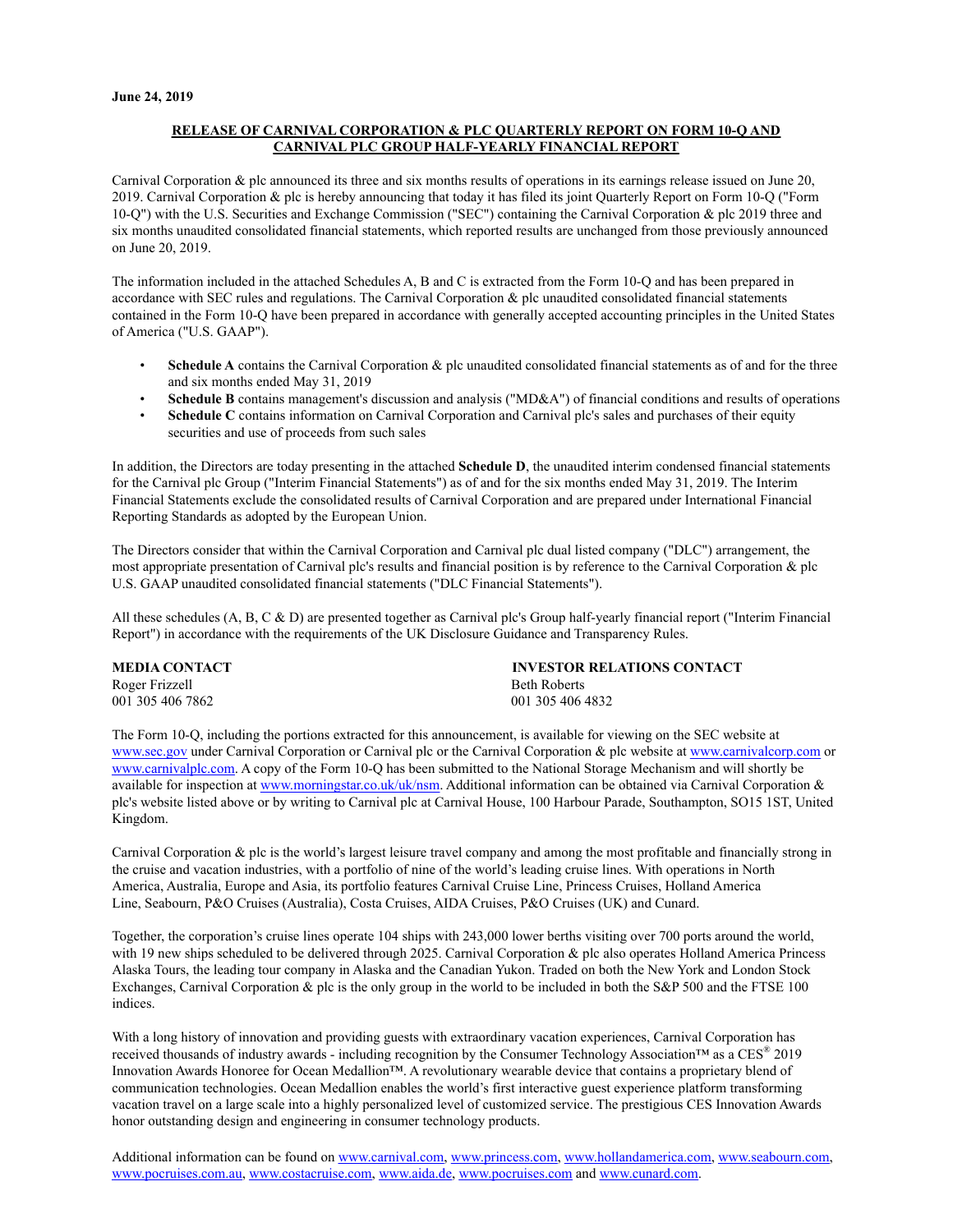**June 24, 2019**

## RELEASE OF CARNIVAL CORPORATION & PLC QUARTERLY REPORT ON FORM 10-Q AND CARNIVAL PLC GROUP HALF-YEARLY FINANCIAL REPORT

Carnival Corporation & plc announced its three and six months results of operations in its earnings release issued on June 20, 2019. Carnival Corporation & plc is hereby announcing that today it has filed its joint Quarterly Report on Form 10-Q ("Form 10-Q") with the U.S. Securities and Exchange Commission ("SEC") containing the Carnival Corporation & plc 2019 three and six months unaudited consolidated financial statements, which reported results are unchanged from those previously announced on June 20, 2019.

The information included in the attached Schedules A, B and C is extracted from the Form 10-Q and has been prepared in accordance with SEC rules and regulations. The Carnival Corporation & plc unaudited consolidated financial statements contained in the Form 10-Q have been prepared in accordance with generally accepted accounting principles in the United States of America ("U.S. GAAP").

- **Schedule A** contains the Carnival Corporation & plc unaudited consolidated financial statements as of and for the three and six months ended May 31, 2019
- **Schedule B** contains management's discussion and analysis ("MD&A") of financial conditions and results of operations
- **Schedule C** contains information on Carnival Corporation and Carnival plc's sales and purchases of their equity securities and use of proceeds from such sales

In addition, the Directors are today presenting in the attached **Schedule D**, the unaudited interim condensed financial statements for the Carnival plc Group ("Interim Financial Statements") as of and for the six months ended May 31, 2019. The Interim Financial Statements exclude the consolidated results of Carnival Corporation and are prepared under International Financial Reporting Standards as adopted by the European Union.

The Directors consider that within the Carnival Corporation and Carnival plc dual listed company ("DLC") arrangement, the most appropriate presentation of Carnival plc's results and financial position is by reference to the Carnival Corporation & plc U.S. GAAP unaudited consolidated financial statements ("DLC Financial Statements").

All these schedules (A, B, C & D) are presented together as Carnival plc's Group half-yearly financial report ("Interim Financial Report") in accordance with the requirements of the UK Disclosure Guidance and Transparency Rules.

**MEDIA CONTACT**
Roger Frizzell
001 305 406 7862

**INVESTOR RELATIONS CONTACT**
Beth Roberts
001 305 406 4832

The Form 10-Q, including the portions extracted for this announcement, is available for viewing on the SEC website at www.sec.gov under Carnival Corporation or Carnival plc or the Carnival Corporation & plc website at www.carnivalcorp.com or www.carnivalplc.com. A copy of the Form 10-Q has been submitted to the National Storage Mechanism and will shortly be available for inspection at www.morningstar.co.uk/uk/nsm. Additional information can be obtained via Carnival Corporation & plc's website listed above or by writing to Carnival plc at Carnival House, 100 Harbour Parade, Southampton, SO15 1ST, United Kingdom.

Carnival Corporation & plc is the world's largest leisure travel company and among the most profitable and financially strong in the cruise and vacation industries, with a portfolio of nine of the world's leading cruise lines. With operations in North America, Australia, Europe and Asia, its portfolio features Carnival Cruise Line, Princess Cruises, Holland America Line, Seabourn, P&O Cruises (Australia), Costa Cruises, AIDA Cruises, P&O Cruises (UK) and Cunard.

Together, the corporation's cruise lines operate 104 ships with 243,000 lower berths visiting over 700 ports around the world, with 19 new ships scheduled to be delivered through 2025. Carnival Corporation & plc also operates Holland America Princess Alaska Tours, the leading tour company in Alaska and the Canadian Yukon. Traded on both the New York and London Stock Exchanges, Carnival Corporation & plc is the only group in the world to be included in both the S&P 500 and the FTSE 100 indices.

With a long history of innovation and providing guests with extraordinary vacation experiences, Carnival Corporation has received thousands of industry awards - including recognition by the Consumer Technology Association™ as a CES® 2019 Innovation Awards Honoree for Ocean Medallion™. A revolutionary wearable device that contains a proprietary blend of communication technologies. Ocean Medallion enables the world's first interactive guest experience platform transforming vacation travel on a large scale into a highly personalized level of customized service. The prestigious CES Innovation Awards honor outstanding design and engineering in consumer technology products.

Additional information can be found on www.carnival.com, www.princess.com, www.hollandamerica.com, www.seabourn.com, www.pocruises.com.au, www.costacruise.com, www.aida.de, www.pocruises.com and www.cunard.com.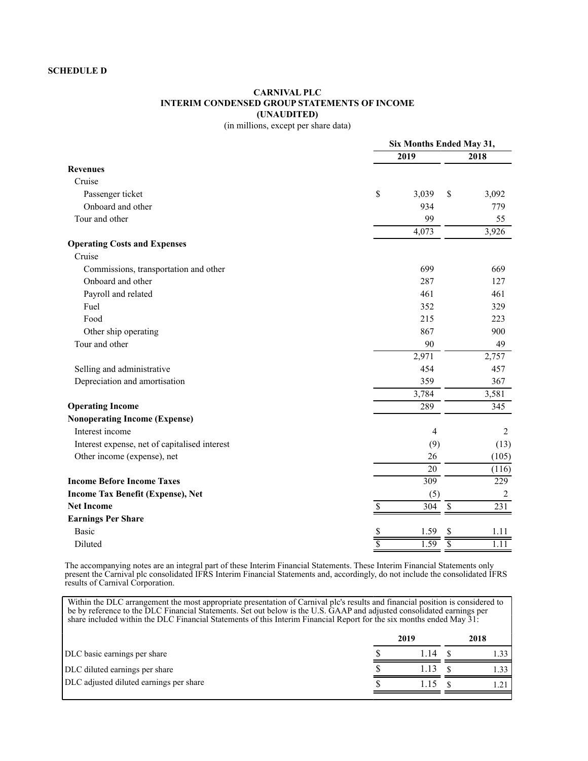**SCHEDULE D**

**CARNIVAL PLC**
**INTERIM CONDENSED GROUP STATEMENTS OF INCOME**
**(UNAUDITED)**
(in millions, except per share data)

| | Six Months Ended May 31, | |
|---|---|---|
| | **2019** | **2018** |
| **Revenues** | | |
| Cruise | | |
| Passenger ticket | $ 3,039 | $ 3,092 |
| Onboard and other | 934 | 779 |
| Tour and other | 99 | 55 |
| | 4,073 | 3,926 |
| **Operating Costs and Expenses** | | |
| Cruise | | |
| Commissions, transportation and other | 699 | 669 |
| Onboard and other | 287 | 127 |
| Payroll and related | 461 | 461 |
| Fuel | 352 | 329 |
| Food | 215 | 223 |
| Other ship operating | 867 | 900 |
| Tour and other | 90 | 49 |
| | 2,971 | 2,757 |
| Selling and administrative | 454 | 457 |
| Depreciation and amortisation | 359 | 367 |
| | 3,784 | 3,581 |
| **Operating Income** | 289 | 345 |
| **Nonoperating Income (Expense)** | | |
| Interest income | 4 | 2 |
| Interest expense, net of capitalised interest | (9) | (13) |
| Other income (expense), net | 26 | (105) |
| | 20 | (116) |
| **Income Before Income Taxes** | 309 | 229 |
| **Income Tax Benefit (Expense), Net** | (5) | 2 |
| **Net Income** | $ 304 | $ 231 |
| **Earnings Per Share** | | |
| Basic | $ 1.59 | $ 1.11 |
| Diluted | $ 1.59 | $ 1.11 |

The accompanying notes are an integral part of these Interim Financial Statements. These Interim Financial Statements only present the Carnival plc consolidated IFRS Interim Financial Statements and, accordingly, do not include the consolidated IFRS results of Carnival Corporation.

Within the DLC arrangement the most appropriate presentation of Carnival plc's results and financial position is considered to be by reference to the DLC Financial Statements. Set out below is the U.S. GAAP and adjusted consolidated earnings per share included within the DLC Financial Statements of this Interim Financial Report for the six months ended May 31:

| | 2019 | 2018 |
|---|---|---|
| DLC basic earnings per share | $ 1.14 | $ 1.33 |
| DLC diluted earnings per share | $ 1.13 | $ 1.33 |
| DLC adjusted diluted earnings per share | $ 1.15 | $ 1.21 |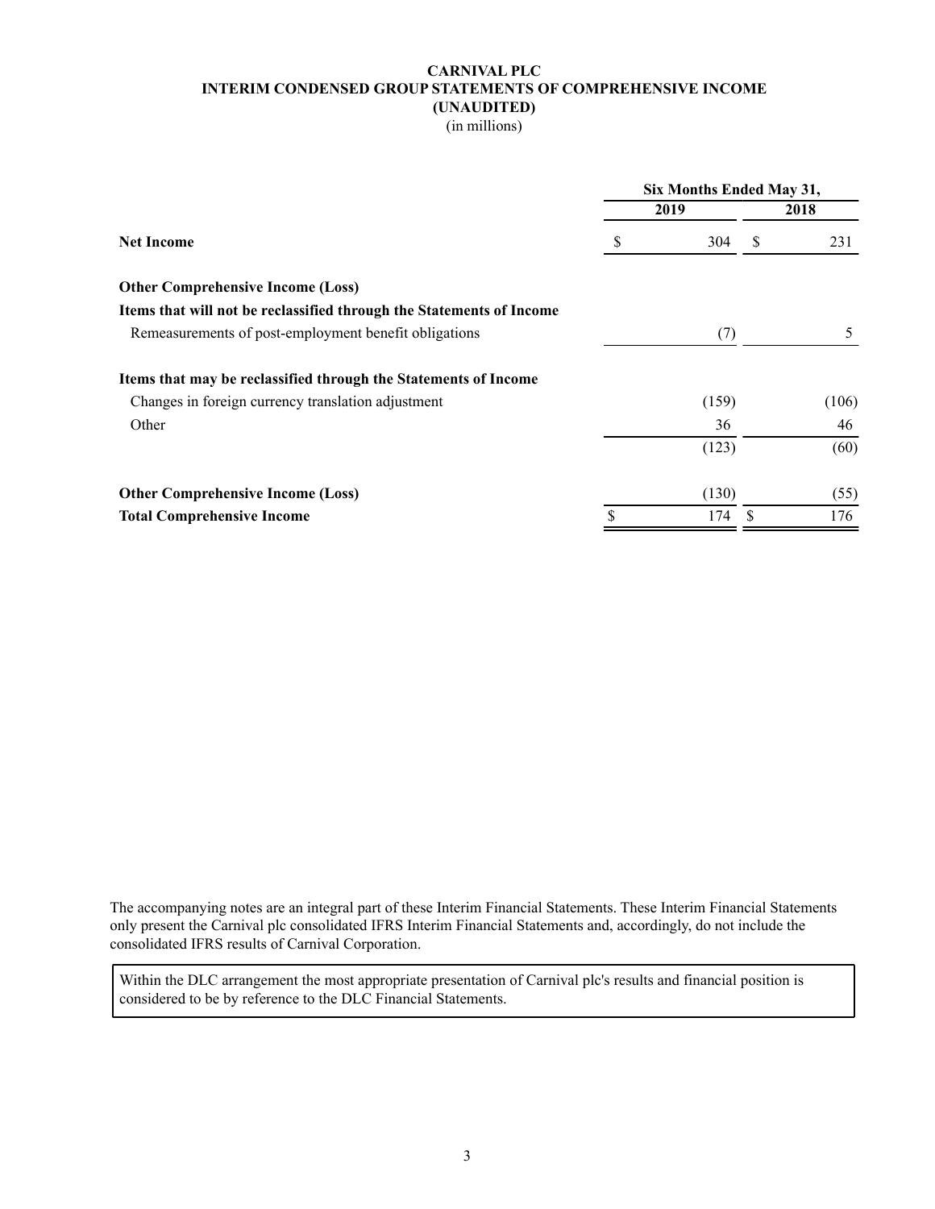# CARNIVAL PLC
## INTERIM CONDENSED GROUP STATEMENTS OF COMPREHENSIVE INCOME
## (UNAUDITED)
(in millions)

| | Six Months Ended May 31, | |
|---|---|---|
| | 2019 | 2018 |
| **Net Income** | $ 304 | $ 231 |
| **Other Comprehensive Income (Loss)** | | |
| **Items that will not be reclassified through the Statements of Income** | | |
| Remeasurements of post-employment benefit obligations | (7) | 5 |
| **Items that may be reclassified through the Statements of Income** | | |
| Changes in foreign currency translation adjustment | (159) | (106) |
| Other | 36 | 46 |
| | (123) | (60) |
| **Other Comprehensive Income (Loss)** | (130) | (55) |
| **Total Comprehensive Income** | $ 174 | $ 176 |

The accompanying notes are an integral part of these Interim Financial Statements. These Interim Financial Statements only present the Carnival plc consolidated IFRS Interim Financial Statements and, accordingly, do not include the consolidated IFRS results of Carnival Corporation.

Within the DLC arrangement the most appropriate presentation of Carnival plc's results and financial position is considered to be by reference to the DLC Financial Statements.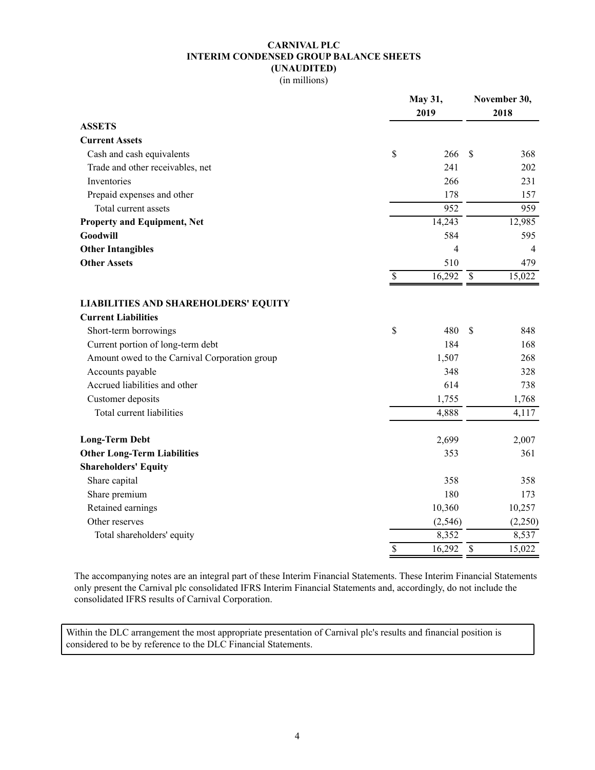# CARNIVAL PLC
## INTERIM CONDENSED GROUP BALANCE SHEETS
## (UNAUDITED)
(in millions)

| | May 31, 2019 | November 30, 2018 |
|---|---|---|
| **ASSETS** | | |
| **Current Assets** | | |
| Cash and cash equivalents | $ 266 | $ 368 |
| Trade and other receivables, net | 241 | 202 |
| Inventories | 266 | 231 |
| Prepaid expenses and other | 178 | 157 |
| Total current assets | 952 | 959 |
| **Property and Equipment, Net** | 14,243 | 12,985 |
| **Goodwill** | 584 | 595 |
| **Other Intangibles** | 4 | 4 |
| **Other Assets** | 510 | 479 |
| | $ 16,292 | $ 15,022 |
| **LIABILITIES AND SHAREHOLDERS' EQUITY** | | |
| **Current Liabilities** | | |
| Short-term borrowings | $ 480 | $ 848 |
| Current portion of long-term debt | 184 | 168 |
| Amount owed to the Carnival Corporation group | 1,507 | 268 |
| Accounts payable | 348 | 328 |
| Accrued liabilities and other | 614 | 738 |
| Customer deposits | 1,755 | 1,768 |
| Total current liabilities | 4,888 | 4,117 |
| **Long-Term Debt** | 2,699 | 2,007 |
| **Other Long-Term Liabilities** | 353 | 361 |
| **Shareholders' Equity** | | |
| Share capital | 358 | 358 |
| Share premium | 180 | 173 |
| Retained earnings | 10,360 | 10,257 |
| Other reserves | (2,546) | (2,250) |
| Total shareholders' equity | 8,352 | 8,537 |
| | $ 16,292 | $ 15,022 |

The accompanying notes are an integral part of these Interim Financial Statements. These Interim Financial Statements only present the Carnival plc consolidated IFRS Interim Financial Statements and, accordingly, do not include the consolidated IFRS results of Carnival Corporation.

Within the DLC arrangement the most appropriate presentation of Carnival plc's results and financial position is considered to be by reference to the DLC Financial Statements.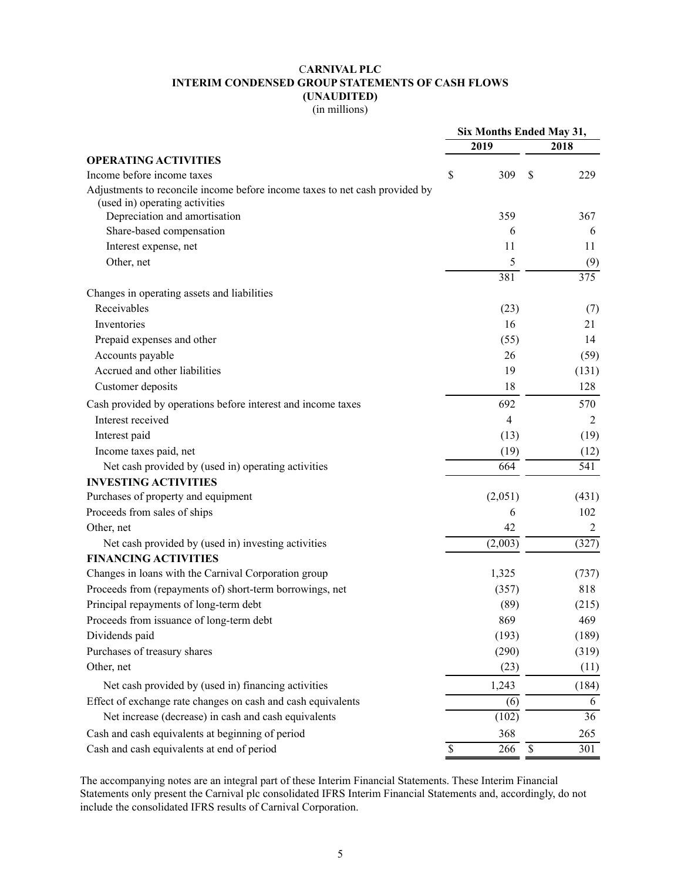# CARNIVAL PLC
## INTERIM CONDENSED GROUP STATEMENTS OF CASH FLOWS
## (UNAUDITED)
(in millions)

| | Six Months Ended May 31, | |
|---|---|---|
| | 2019 | 2018 |
| **OPERATING ACTIVITIES** | | |
| Income before income taxes | $ 309 | $ 229 |
| Adjustments to reconcile income before income taxes to net cash provided by (used in) operating activities | | |
| Depreciation and amortisation | 359 | 367 |
| Share-based compensation | 6 | 6 |
| Interest expense, net | 11 | 11 |
| Other, net | 5 | (9) |
| | 381 | 375 |
| Changes in operating assets and liabilities | | |
| Receivables | (23) | (7) |
| Inventories | 16 | 21 |
| Prepaid expenses and other | (55) | 14 |
| Accounts payable | 26 | (59) |
| Accrued and other liabilities | 19 | (131) |
| Customer deposits | 18 | 128 |
| Cash provided by operations before interest and income taxes | 692 | 570 |
| Interest received | 4 | 2 |
| Interest paid | (13) | (19) |
| Income taxes paid, net | (19) | (12) |
| Net cash provided by (used in) operating activities | 664 | 541 |
| **INVESTING ACTIVITIES** | | |
| Purchases of property and equipment | (2,051) | (431) |
| Proceeds from sales of ships | 6 | 102 |
| Other, net | 42 | 2 |
| Net cash provided by (used in) investing activities | (2,003) | (327) |
| **FINANCING ACTIVITIES** | | |
| Changes in loans with the Carnival Corporation group | 1,325 | (737) |
| Proceeds from (repayments of) short-term borrowings, net | (357) | 818 |
| Principal repayments of long-term debt | (89) | (215) |
| Proceeds from issuance of long-term debt | 869 | 469 |
| Dividends paid | (193) | (189) |
| Purchases of treasury shares | (290) | (319) |
| Other, net | (23) | (11) |
| Net cash provided by (used in) financing activities | 1,243 | (184) |
| Effect of exchange rate changes on cash and cash equivalents | (6) | 6 |
| Net increase (decrease) in cash and cash equivalents | (102) | 36 |
| Cash and cash equivalents at beginning of period | 368 | 265 |
| Cash and cash equivalents at end of period | $ 266 | $ 301 |

The accompanying notes are an integral part of these Interim Financial Statements. These Interim Financial Statements only present the Carnival plc consolidated IFRS Interim Financial Statements and, accordingly, do not include the consolidated IFRS results of Carnival Corporation.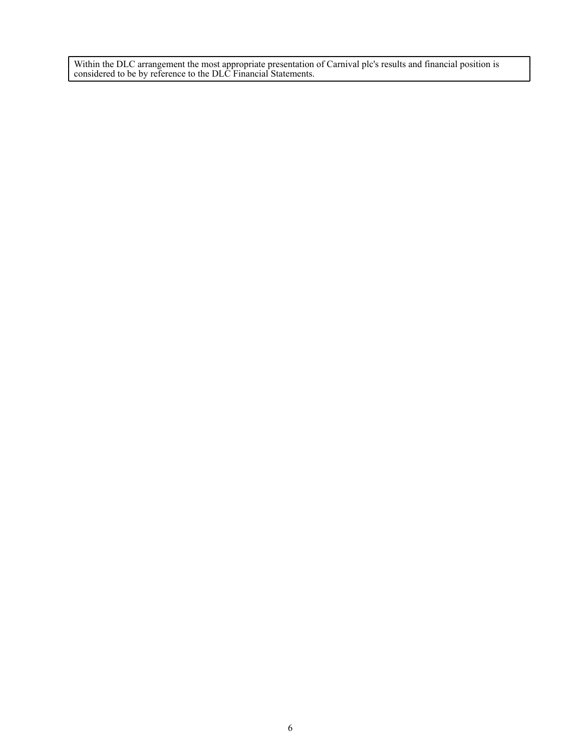Within the DLC arrangement the most appropriate presentation of Carnival plc's results and financial position is considered to be by reference to the DLC Financial Statements.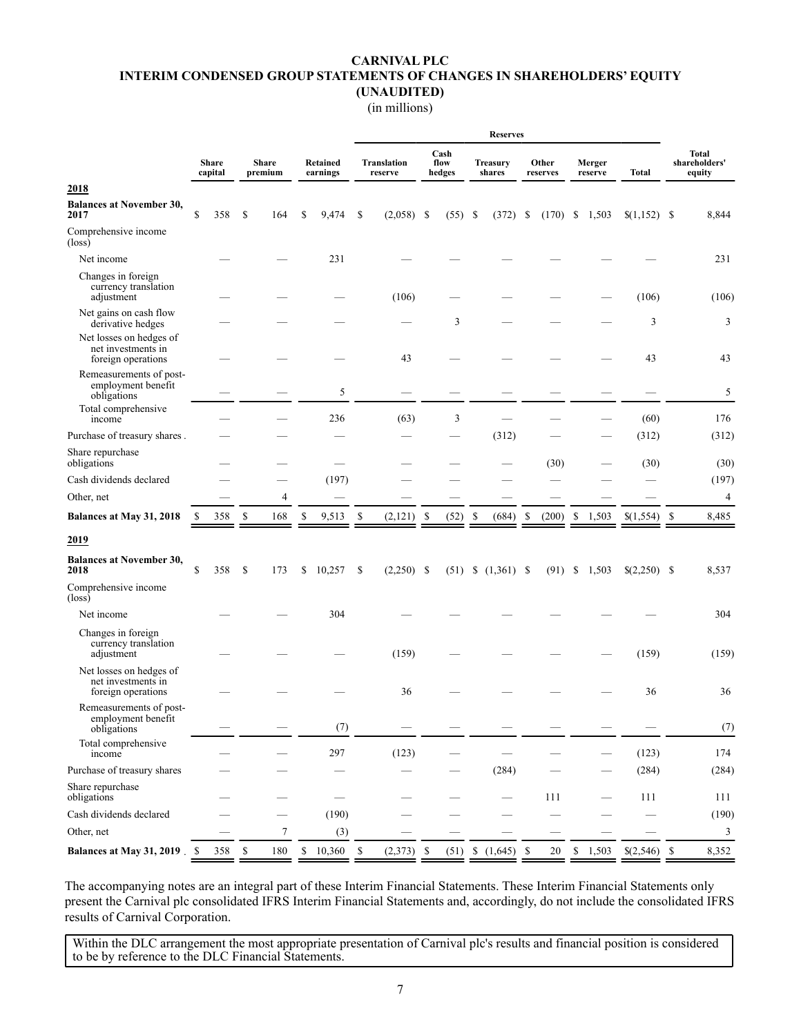# CARNIVAL PLC
## INTERIM CONDENSED GROUP STATEMENTS OF CHANGES IN SHAREHOLDERS' EQUITY (UNAUDITED)
(in millions)

| | Share capital | Share premium | Retained earnings | Reserves | | | | | | | Total shareholders' equity |
|---|---|---|---|---|---|---|---|---|---|---|---|
| | | | | Translation reserve | Cash flow hedges | Treasury shares | Other reserves | Merger reserve | Total | | |
| **2018** | | | | | | | | | | | |
| **Balances at November 30, 2017** | $ 358 | $ 164 | $ 9,474 | $ (2,058) | $ (55) | $ (372) | $ (170) | $ 1,503 | $(1,152) | | $ 8,844 |
| Comprehensive income (loss) | | | | | | | | | | | |
| Net income | — | — | 231 | — | — | — | — | — | — | | 231 |
| Changes in foreign currency translation adjustment | — | — | — | (106) | — | — | — | — | (106) | | (106) |
| Net gains on cash flow derivative hedges | — | — | — | — | 3 | — | — | — | 3 | | 3 |
| Net losses on hedges of net investments in foreign operations | — | — | — | 43 | — | — | — | — | 43 | | 43 |
| Remeasurements of post-employment benefit obligations | — | — | 5 | — | — | — | — | — | — | | 5 |
| Total comprehensive income | — | — | 236 | (63) | 3 | — | — | — | (60) | | 176 |
| Purchase of treasury shares | — | — | — | — | — | (312) | — | — | (312) | | (312) |
| Share repurchase obligations | — | — | — | — | — | — | (30) | — | (30) | | (30) |
| Cash dividends declared | — | — | (197) | — | — | — | — | — | — | | (197) |
| Other, net | — | 4 | — | — | — | — | — | — | — | | 4 |
| **Balances at May 31, 2018** | $ 358 | $ 168 | $ 9,513 | $ (2,121) | $ (52) | $ (684) | $ (200) | $ 1,503 | $(1,554) | | $ 8,485 |
| **2019** | | | | | | | | | | | |
| **Balances at November 30, 2018** | $ 358 | $ 173 | $ 10,257 | $ (2,250) | $ (51) | $ (1,361) | $ (91) | $ 1,503 | $(2,250) | | $ 8,537 |
| Comprehensive income (loss) | | | | | | | | | | | |
| Net income | — | — | 304 | — | — | — | — | — | — | | 304 |
| Changes in foreign currency translation adjustment | — | — | — | (159) | — | — | — | — | (159) | | (159) |
| Net losses on hedges of net investments in foreign operations | — | — | — | 36 | — | — | — | — | 36 | | 36 |
| Remeasurements of post-employment benefit obligations | — | — | (7) | — | — | — | — | — | — | | (7) |
| Total comprehensive income | — | — | 297 | (123) | — | — | — | — | (123) | | 174 |
| Purchase of treasury shares | — | — | — | — | — | (284) | — | — | (284) | | (284) |
| Share repurchase obligations | — | — | — | — | — | — | 111 | — | 111 | | 111 |
| Cash dividends declared | — | — | (190) | — | — | — | — | — | — | | (190) |
| Other, net | — | 7 | (3) | — | — | — | — | — | — | | 3 |
| **Balances at May 31, 2019** | $ 358 | $ 180 | $ 10,360 | $ (2,373) | $ (51) | $ (1,645) | $ 20 | $ 1,503 | $(2,546) | | $ 8,352 |

The accompanying notes are an integral part of these Interim Financial Statements. These Interim Financial Statements only present the Carnival plc consolidated IFRS Interim Financial Statements and, accordingly, do not include the consolidated IFRS results of Carnival Corporation.

Within the DLC arrangement the most appropriate presentation of Carnival plc's results and financial position is considered to be by reference to the DLC Financial Statements.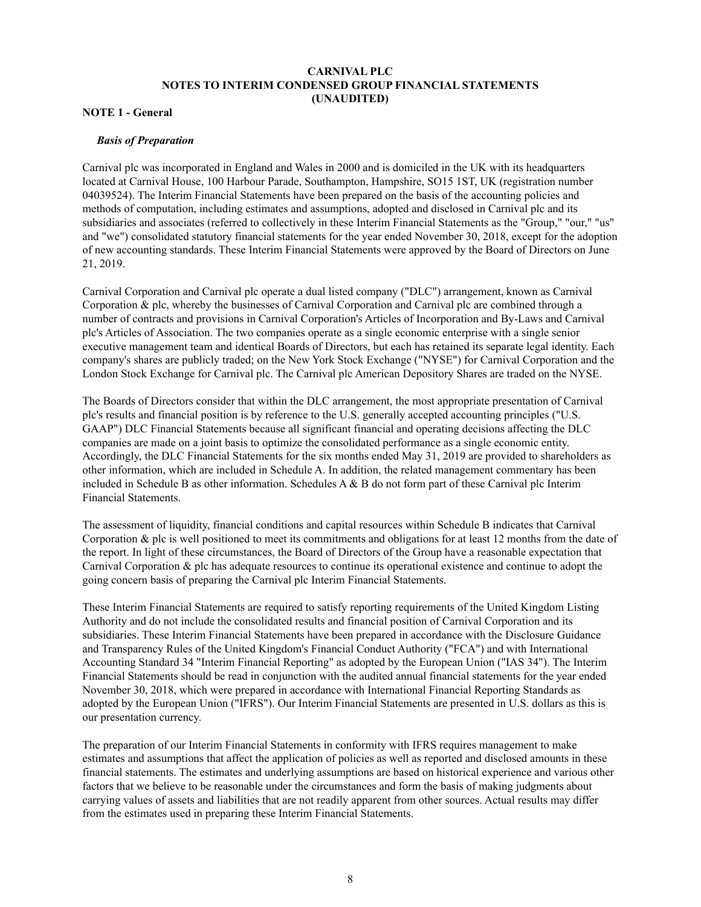**CARNIVAL PLC**
**NOTES TO INTERIM CONDENSED GROUP FINANCIAL STATEMENTS**
**(UNAUDITED)**

## NOTE 1 - General

### *Basis of Preparation*

Carnival plc was incorporated in England and Wales in 2000 and is domiciled in the UK with its headquarters located at Carnival House, 100 Harbour Parade, Southampton, Hampshire, SO15 1ST, UK (registration number 04039524). The Interim Financial Statements have been prepared on the basis of the accounting policies and methods of computation, including estimates and assumptions, adopted and disclosed in Carnival plc and its subsidiaries and associates (referred to collectively in these Interim Financial Statements as the "Group," "our," "us" and "we") consolidated statutory financial statements for the year ended November 30, 2018, except for the adoption of new accounting standards. These Interim Financial Statements were approved by the Board of Directors on June 21, 2019.

Carnival Corporation and Carnival plc operate a dual listed company ("DLC") arrangement, known as Carnival Corporation & plc, whereby the businesses of Carnival Corporation and Carnival plc are combined through a number of contracts and provisions in Carnival Corporation's Articles of Incorporation and By-Laws and Carnival plc's Articles of Association. The two companies operate as a single economic enterprise with a single senior executive management team and identical Boards of Directors, but each has retained its separate legal identity. Each company's shares are publicly traded; on the New York Stock Exchange ("NYSE") for Carnival Corporation and the London Stock Exchange for Carnival plc. The Carnival plc American Depository Shares are traded on the NYSE.

The Boards of Directors consider that within the DLC arrangement, the most appropriate presentation of Carnival plc's results and financial position is by reference to the U.S. generally accepted accounting principles ("U.S. GAAP") DLC Financial Statements because all significant financial and operating decisions affecting the DLC companies are made on a joint basis to optimize the consolidated performance as a single economic entity. Accordingly, the DLC Financial Statements for the six months ended May 31, 2019 are provided to shareholders as other information, which are included in Schedule A. In addition, the related management commentary has been included in Schedule B as other information. Schedules A & B do not form part of these Carnival plc Interim Financial Statements.

The assessment of liquidity, financial conditions and capital resources within Schedule B indicates that Carnival Corporation & plc is well positioned to meet its commitments and obligations for at least 12 months from the date of the report. In light of these circumstances, the Board of Directors of the Group have a reasonable expectation that Carnival Corporation & plc has adequate resources to continue its operational existence and continue to adopt the going concern basis of preparing the Carnival plc Interim Financial Statements.

These Interim Financial Statements are required to satisfy reporting requirements of the United Kingdom Listing Authority and do not include the consolidated results and financial position of Carnival Corporation and its subsidiaries. These Interim Financial Statements have been prepared in accordance with the Disclosure Guidance and Transparency Rules of the United Kingdom's Financial Conduct Authority ("FCA") and with International Accounting Standard 34 "Interim Financial Reporting" as adopted by the European Union ("IAS 34"). The Interim Financial Statements should be read in conjunction with the audited annual financial statements for the year ended November 30, 2018, which were prepared in accordance with International Financial Reporting Standards as adopted by the European Union ("IFRS"). Our Interim Financial Statements are presented in U.S. dollars as this is our presentation currency.

The preparation of our Interim Financial Statements in conformity with IFRS requires management to make estimates and assumptions that affect the application of policies as well as reported and disclosed amounts in these financial statements. The estimates and underlying assumptions are based on historical experience and various other factors that we believe to be reasonable under the circumstances and form the basis of making judgments about carrying values of assets and liabilities that are not readily apparent from other sources. Actual results may differ from the estimates used in preparing these Interim Financial Statements.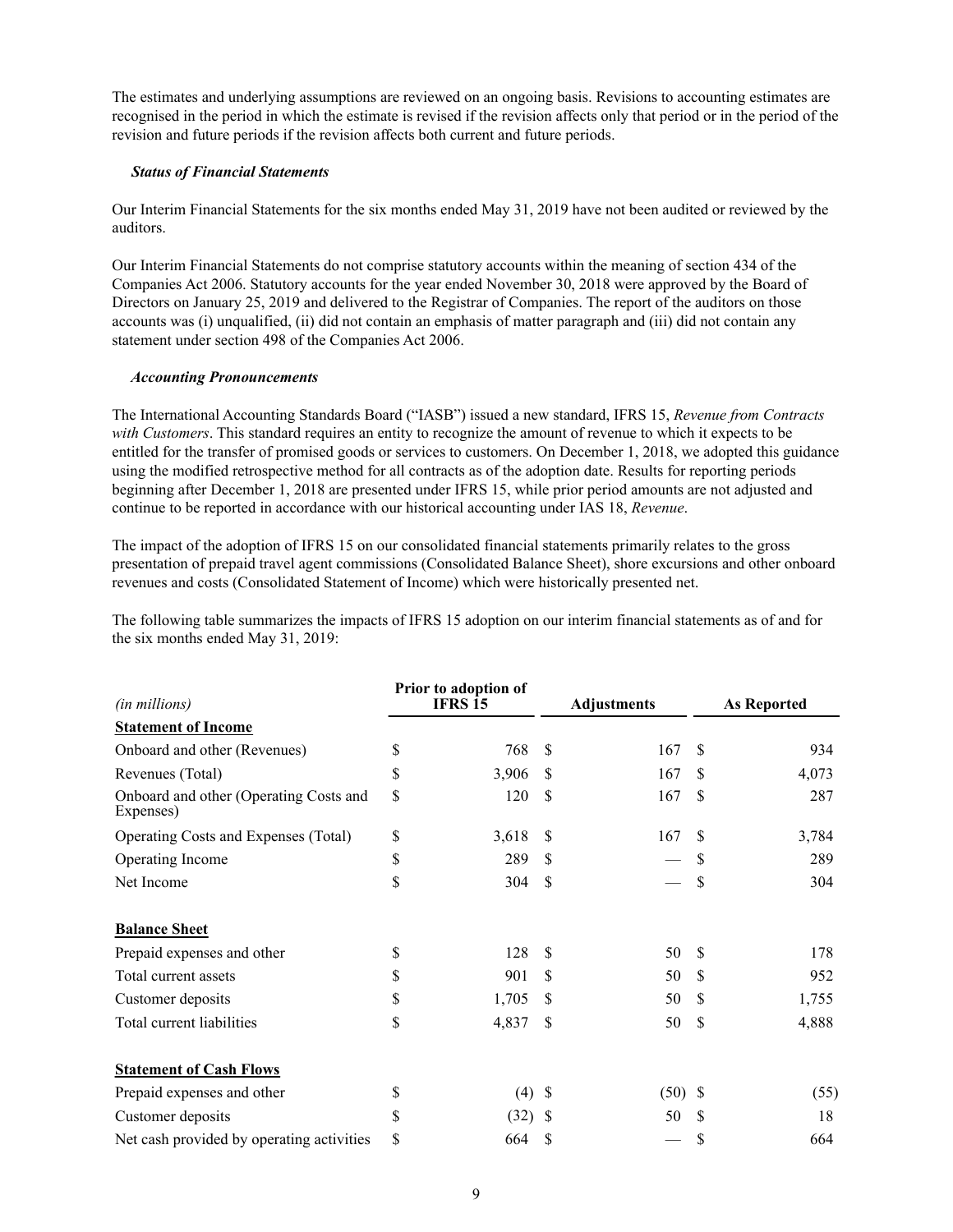The estimates and underlying assumptions are reviewed on an ongoing basis. Revisions to accounting estimates are recognised in the period in which the estimate is revised if the revision affects only that period or in the period of the revision and future periods if the revision affects both current and future periods.

***Status of Financial Statements***

Our Interim Financial Statements for the six months ended May 31, 2019 have not been audited or reviewed by the auditors.

Our Interim Financial Statements do not comprise statutory accounts within the meaning of section 434 of the Companies Act 2006. Statutory accounts for the year ended November 30, 2018 were approved by the Board of Directors on January 25, 2019 and delivered to the Registrar of Companies. The report of the auditors on those accounts was (i) unqualified, (ii) did not contain an emphasis of matter paragraph and (iii) did not contain any statement under section 498 of the Companies Act 2006.

***Accounting Pronouncements***

The International Accounting Standards Board ("IASB") issued a new standard, IFRS 15, *Revenue from Contracts with Customers*. This standard requires an entity to recognize the amount of revenue to which it expects to be entitled for the transfer of promised goods or services to customers. On December 1, 2018, we adopted this guidance using the modified retrospective method for all contracts as of the adoption date. Results for reporting periods beginning after December 1, 2018 are presented under IFRS 15, while prior period amounts are not adjusted and continue to be reported in accordance with our historical accounting under IAS 18, *Revenue*.

The impact of the adoption of IFRS 15 on our consolidated financial statements primarily relates to the gross presentation of prepaid travel agent commissions (Consolidated Balance Sheet), shore excursions and other onboard revenues and costs (Consolidated Statement of Income) which were historically presented net.

The following table summarizes the impacts of IFRS 15 adoption on our interim financial statements as of and for the six months ended May 31, 2019:

| *(in millions)* | Prior to adoption of IFRS 15 | Adjustments | As Reported |
|---|---|---|---|
| **Statement of Income** | | | |
| Onboard and other (Revenues) | $ 768 | $ 167 | $ 934 |
| Revenues (Total) | $ 3,906 | $ 167 | $ 4,073 |
| Onboard and other (Operating Costs and Expenses) | $ 120 | $ 167 | $ 287 |
| Operating Costs and Expenses (Total) | $ 3,618 | $ 167 | $ 3,784 |
| Operating Income | $ 289 | $ — | $ 289 |
| Net Income | $ 304 | $ — | $ 304 |
| | | | |
| **Balance Sheet** | | | |
| Prepaid expenses and other | $ 128 | $ 50 | $ 178 |
| Total current assets | $ 901 | $ 50 | $ 952 |
| Customer deposits | $ 1,705 | $ 50 | $ 1,755 |
| Total current liabilities | $ 4,837 | $ 50 | $ 4,888 |
| | | | |
| **Statement of Cash Flows** | | | |
| Prepaid expenses and other | $ (4) | $ (50) | $ (55) |
| Customer deposits | $ (32) | $ 50 | $ 18 |
| Net cash provided by operating activities | $ 664 | $ — | $ 664 |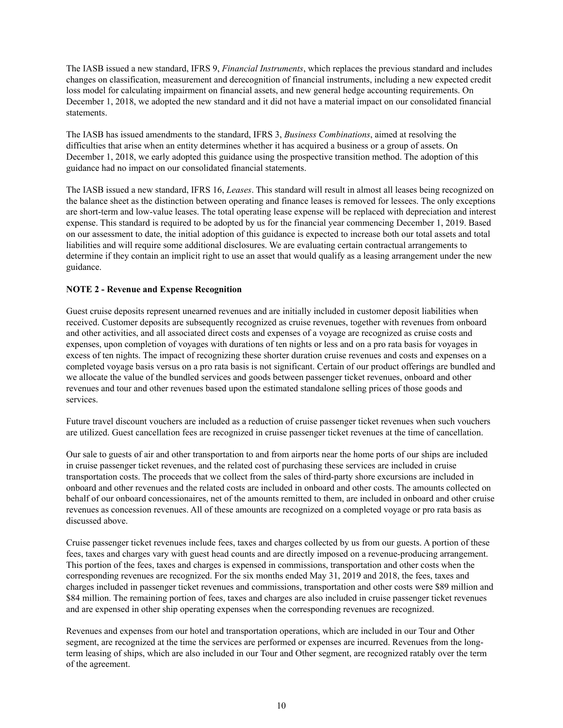The IASB issued a new standard, IFRS 9, *Financial Instruments*, which replaces the previous standard and includes changes on classification, measurement and derecognition of financial instruments, including a new expected credit loss model for calculating impairment on financial assets, and new general hedge accounting requirements. On December 1, 2018, we adopted the new standard and it did not have a material impact on our consolidated financial statements.

The IASB has issued amendments to the standard, IFRS 3, *Business Combinations*, aimed at resolving the difficulties that arise when an entity determines whether it has acquired a business or a group of assets. On December 1, 2018, we early adopted this guidance using the prospective transition method. The adoption of this guidance had no impact on our consolidated financial statements.

The IASB issued a new standard, IFRS 16, *Leases*. This standard will result in almost all leases being recognized on the balance sheet as the distinction between operating and finance leases is removed for lessees. The only exceptions are short-term and low-value leases. The total operating lease expense will be replaced with depreciation and interest expense. This standard is required to be adopted by us for the financial year commencing December 1, 2019. Based on our assessment to date, the initial adoption of this guidance is expected to increase both our total assets and total liabilities and will require some additional disclosures. We are evaluating certain contractual arrangements to determine if they contain an implicit right to use an asset that would qualify as a leasing arrangement under the new guidance.

**NOTE 2 - Revenue and Expense Recognition**

Guest cruise deposits represent unearned revenues and are initially included in customer deposit liabilities when received. Customer deposits are subsequently recognized as cruise revenues, together with revenues from onboard and other activities, and all associated direct costs and expenses of a voyage are recognized as cruise costs and expenses, upon completion of voyages with durations of ten nights or less and on a pro rata basis for voyages in excess of ten nights. The impact of recognizing these shorter duration cruise revenues and costs and expenses on a completed voyage basis versus on a pro rata basis is not significant. Certain of our product offerings are bundled and we allocate the value of the bundled services and goods between passenger ticket revenues, onboard and other revenues and tour and other revenues based upon the estimated standalone selling prices of those goods and services.

Future travel discount vouchers are included as a reduction of cruise passenger ticket revenues when such vouchers are utilized. Guest cancellation fees are recognized in cruise passenger ticket revenues at the time of cancellation.

Our sale to guests of air and other transportation to and from airports near the home ports of our ships are included in cruise passenger ticket revenues, and the related cost of purchasing these services are included in cruise transportation costs. The proceeds that we collect from the sales of third-party shore excursions are included in onboard and other revenues and the related costs are included in onboard and other costs. The amounts collected on behalf of our onboard concessionaires, net of the amounts remitted to them, are included in onboard and other cruise revenues as concession revenues. All of these amounts are recognized on a completed voyage or pro rata basis as discussed above.

Cruise passenger ticket revenues include fees, taxes and charges collected by us from our guests. A portion of these fees, taxes and charges vary with guest head counts and are directly imposed on a revenue-producing arrangement. This portion of the fees, taxes and charges is expensed in commissions, transportation and other costs when the corresponding revenues are recognized. For the six months ended May 31, 2019 and 2018, the fees, taxes and charges included in passenger ticket revenues and commissions, transportation and other costs were $89 million and $84 million. The remaining portion of fees, taxes and charges are also included in cruise passenger ticket revenues and are expensed in other ship operating expenses when the corresponding revenues are recognized.

Revenues and expenses from our hotel and transportation operations, which are included in our Tour and Other segment, are recognized at the time the services are performed or expenses are incurred. Revenues from the long-term leasing of ships, which are also included in our Tour and Other segment, are recognized ratably over the term of the agreement.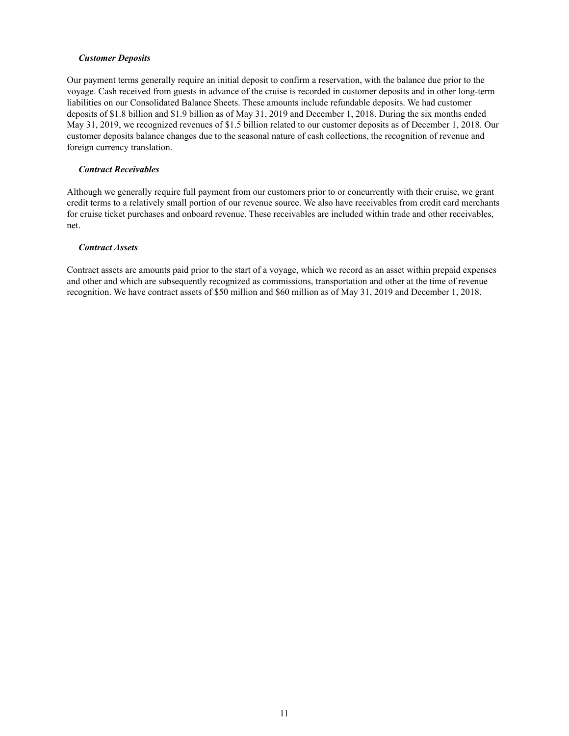***Customer Deposits***

Our payment terms generally require an initial deposit to confirm a reservation, with the balance due prior to the voyage. Cash received from guests in advance of the cruise is recorded in customer deposits and in other long-term liabilities on our Consolidated Balance Sheets. These amounts include refundable deposits. We had customer deposits of $1.8 billion and $1.9 billion as of May 31, 2019 and December 1, 2018. During the six months ended May 31, 2019, we recognized revenues of $1.5 billion related to our customer deposits as of December 1, 2018. Our customer deposits balance changes due to the seasonal nature of cash collections, the recognition of revenue and foreign currency translation.

***Contract Receivables***

Although we generally require full payment from our customers prior to or concurrently with their cruise, we grant credit terms to a relatively small portion of our revenue source. We also have receivables from credit card merchants for cruise ticket purchases and onboard revenue. These receivables are included within trade and other receivables, net.

***Contract Assets***

Contract assets are amounts paid prior to the start of a voyage, which we record as an asset within prepaid expenses and other and which are subsequently recognized as commissions, transportation and other at the time of revenue recognition. We have contract assets of $50 million and $60 million as of May 31, 2019 and December 1, 2018.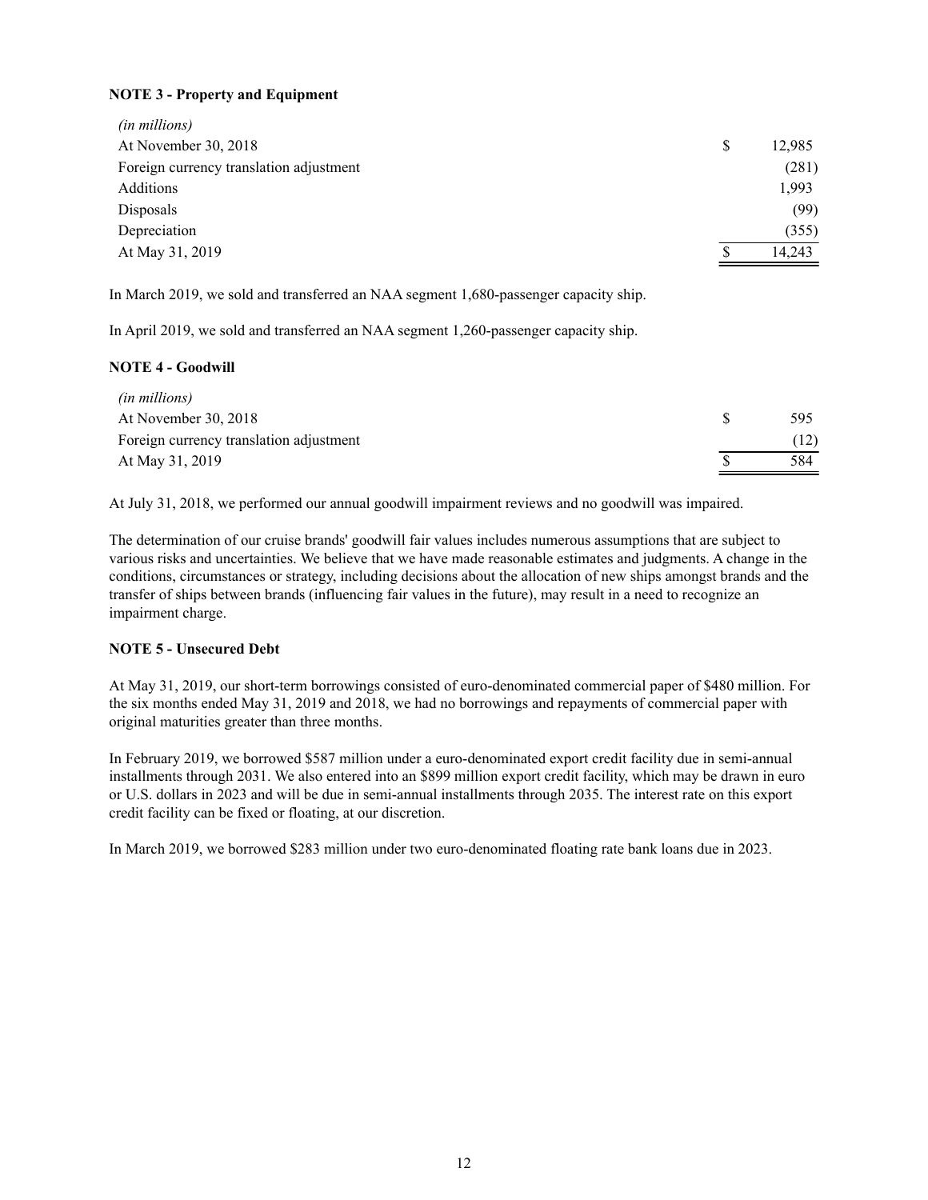**NOTE 3 - Property and Equipment**

| *(in millions)* | |
|---|---|
| At November 30, 2018 | $ 12,985 |
| Foreign currency translation adjustment | (281) |
| Additions | 1,993 |
| Disposals | (99) |
| Depreciation | (355) |
| At May 31, 2019 | $ 14,243 |

In March 2019, we sold and transferred an NAA segment 1,680-passenger capacity ship.

In April 2019, we sold and transferred an NAA segment 1,260-passenger capacity ship.

**NOTE 4 - Goodwill**

| *(in millions)* | |
|---|---|
| At November 30, 2018 | $ 595 |
| Foreign currency translation adjustment | (12) |
| At May 31, 2019 | $ 584 |

At July 31, 2018, we performed our annual goodwill impairment reviews and no goodwill was impaired.

The determination of our cruise brands' goodwill fair values includes numerous assumptions that are subject to various risks and uncertainties. We believe that we have made reasonable estimates and judgments. A change in the conditions, circumstances or strategy, including decisions about the allocation of new ships amongst brands and the transfer of ships between brands (influencing fair values in the future), may result in a need to recognize an impairment charge.

**NOTE 5 - Unsecured Debt**

At May 31, 2019, our short-term borrowings consisted of euro-denominated commercial paper of $480 million. For the six months ended May 31, 2019 and 2018, we had no borrowings and repayments of commercial paper with original maturities greater than three months.

In February 2019, we borrowed $587 million under a euro-denominated export credit facility due in semi-annual installments through 2031. We also entered into an $899 million export credit facility, which may be drawn in euro or U.S. dollars in 2023 and will be due in semi-annual installments through 2035. The interest rate on this export credit facility can be fixed or floating, at our discretion.

In March 2019, we borrowed $283 million under two euro-denominated floating rate bank loans due in 2023.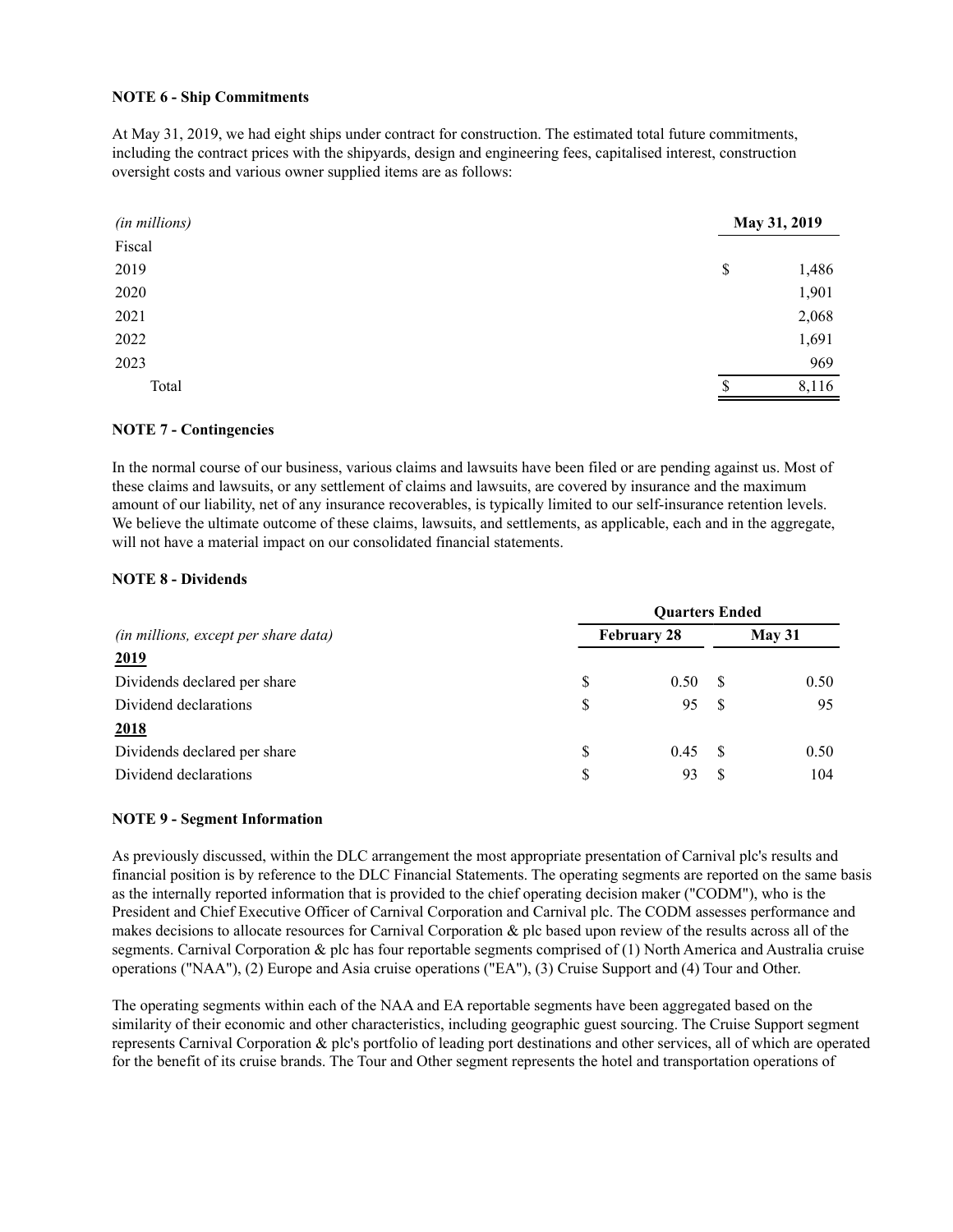**NOTE 6 - Ship Commitments**

At May 31, 2019, we had eight ships under contract for construction. The estimated total future commitments, including the contract prices with the shipyards, design and engineering fees, capitalised interest, construction oversight costs and various owner supplied items are as follows:

| *(in millions)* | May 31, 2019 |
|---|---|
| Fiscal | |
| 2019 | $ 1,486 |
| 2020 | 1,901 |
| 2021 | 2,068 |
| 2022 | 1,691 |
| 2023 | 969 |
| Total | $ 8,116 |

**NOTE 7 - Contingencies**

In the normal course of our business, various claims and lawsuits have been filed or are pending against us. Most of these claims and lawsuits, or any settlement of claims and lawsuits, are covered by insurance and the maximum amount of our liability, net of any insurance recoverables, is typically limited to our self-insurance retention levels. We believe the ultimate outcome of these claims, lawsuits, and settlements, as applicable, each and in the aggregate, will not have a material impact on our consolidated financial statements.

**NOTE 8 - Dividends**

| | Quarters Ended | |
|---|---|---|
| *(in millions, except per share data)* | February 28 | May 31 |
| **2019** | | |
| Dividends declared per share | $ 0.50 | $ 0.50 |
| Dividend declarations | $ 95 | $ 95 |
| **2018** | | |
| Dividends declared per share | $ 0.45 | $ 0.50 |
| Dividend declarations | $ 93 | $ 104 |

**NOTE 9 - Segment Information**

As previously discussed, within the DLC arrangement the most appropriate presentation of Carnival plc's results and financial position is by reference to the DLC Financial Statements. The operating segments are reported on the same basis as the internally reported information that is provided to the chief operating decision maker ("CODM"), who is the President and Chief Executive Officer of Carnival Corporation and Carnival plc. The CODM assesses performance and makes decisions to allocate resources for Carnival Corporation & plc based upon review of the results across all of the segments. Carnival Corporation & plc has four reportable segments comprised of (1) North America and Australia cruise operations ("NAA"), (2) Europe and Asia cruise operations ("EA"), (3) Cruise Support and (4) Tour and Other.

The operating segments within each of the NAA and EA reportable segments have been aggregated based on the similarity of their economic and other characteristics, including geographic guest sourcing. The Cruise Support segment represents Carnival Corporation & plc's portfolio of leading port destinations and other services, all of which are operated for the benefit of its cruise brands. The Tour and Other segment represents the hotel and transportation operations of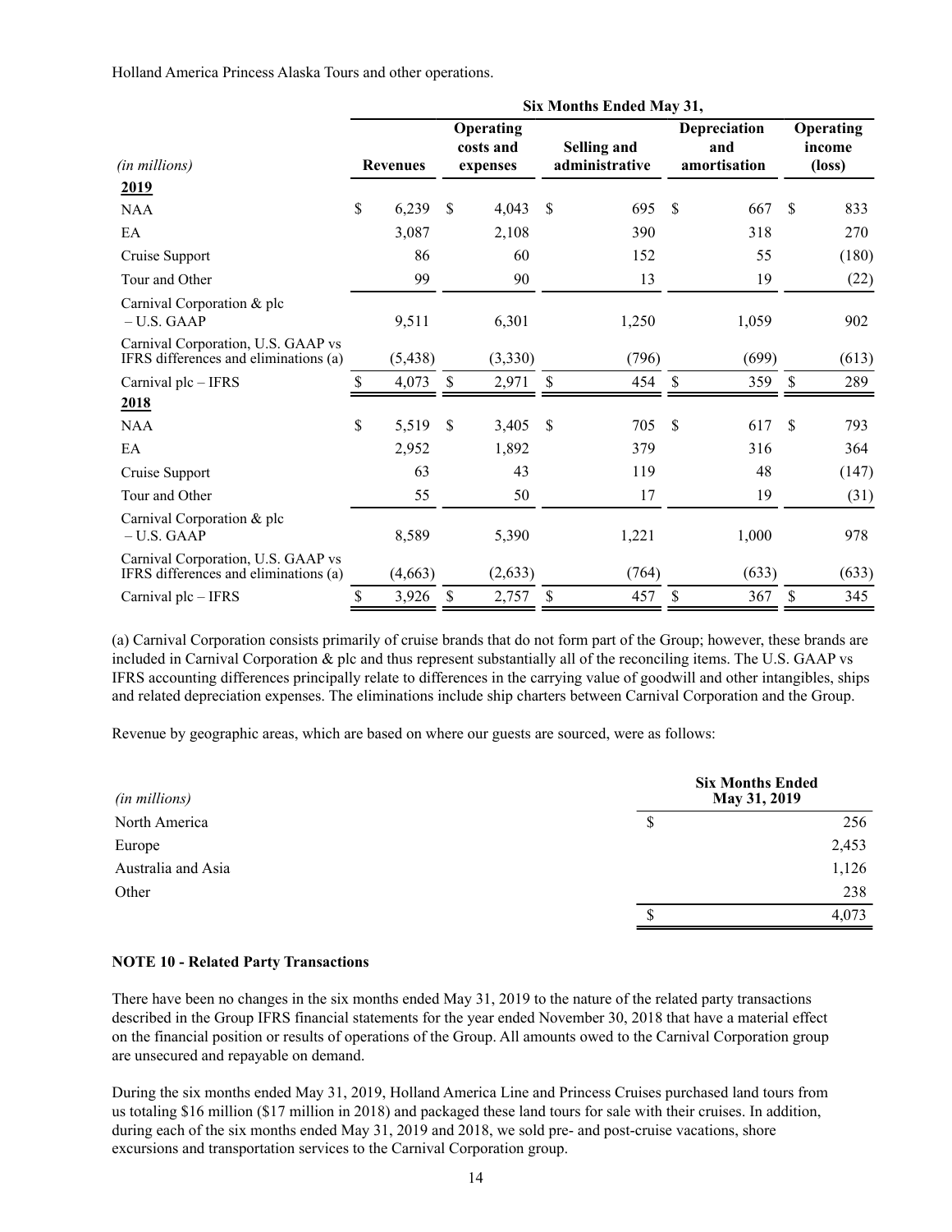Holland America Princess Alaska Tours and other operations.

| | Six Months Ended May 31, | | | | |
|---|---|---|---|---|---|
| *(in millions)* | Revenues | Operating costs and expenses | Selling and administrative | Depreciation and amortisation | Operating income (loss) |
| **2019** | | | | | |
| NAA | $ 6,239 | $ 4,043 | $ 695 | $ 667 | $ 833 |
| EA | 3,087 | 2,108 | 390 | 318 | 270 |
| Cruise Support | 86 | 60 | 152 | 55 | (180) |
| Tour and Other | 99 | 90 | 13 | 19 | (22) |
| Carnival Corporation & plc – U.S. GAAP | 9,511 | 6,301 | 1,250 | 1,059 | 902 |
| Carnival Corporation, U.S. GAAP vs IFRS differences and eliminations (a) | (5,438) | (3,330) | (796) | (699) | (613) |
| Carnival plc – IFRS | $ 4,073 | $ 2,971 | $ 454 | $ 359 | $ 289 |
| **2018** | | | | | |
| NAA | $ 5,519 | $ 3,405 | $ 705 | $ 617 | $ 793 |
| EA | 2,952 | 1,892 | 379 | 316 | 364 |
| Cruise Support | 63 | 43 | 119 | 48 | (147) |
| Tour and Other | 55 | 50 | 17 | 19 | (31) |
| Carnival Corporation & plc – U.S. GAAP | 8,589 | 5,390 | 1,221 | 1,000 | 978 |
| Carnival Corporation, U.S. GAAP vs IFRS differences and eliminations (a) | (4,663) | (2,633) | (764) | (633) | (633) |
| Carnival plc – IFRS | $ 3,926 | $ 2,757 | $ 457 | $ 367 | $ 345 |

(a) Carnival Corporation consists primarily of cruise brands that do not form part of the Group; however, these brands are included in Carnival Corporation & plc and thus represent substantially all of the reconciling items. The U.S. GAAP vs IFRS accounting differences principally relate to differences in the carrying value of goodwill and other intangibles, ships and related depreciation expenses. The eliminations include ship charters between Carnival Corporation and the Group.

Revenue by geographic areas, which are based on where our guests are sourced, were as follows:

| *(in millions)* | Six Months Ended May 31, 2019 |
|---|---|
| North America | $ 256 |
| Europe | 2,453 |
| Australia and Asia | 1,126 |
| Other | 238 |
| | $ 4,073 |

**NOTE 10 - Related Party Transactions**

There have been no changes in the six months ended May 31, 2019 to the nature of the related party transactions described in the Group IFRS financial statements for the year ended November 30, 2018 that have a material effect on the financial position or results of operations of the Group. All amounts owed to the Carnival Corporation group are unsecured and repayable on demand.

During the six months ended May 31, 2019, Holland America Line and Princess Cruises purchased land tours from us totaling $16 million ($17 million in 2018) and packaged these land tours for sale with their cruises. In addition, during each of the six months ended May 31, 2019 and 2018, we sold pre- and post-cruise vacations, shore excursions and transportation services to the Carnival Corporation group.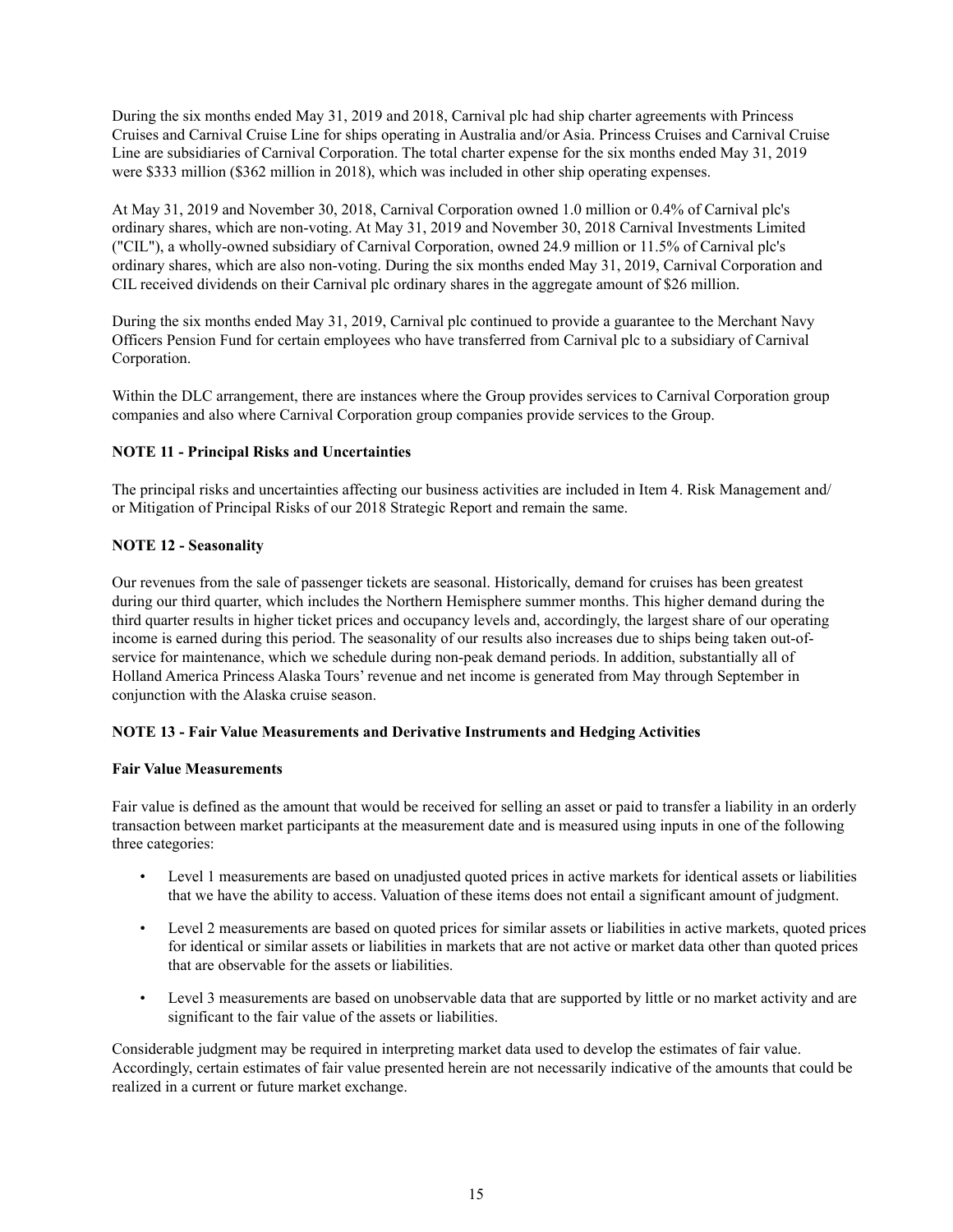During the six months ended May 31, 2019 and 2018, Carnival plc had ship charter agreements with Princess Cruises and Carnival Cruise Line for ships operating in Australia and/or Asia. Princess Cruises and Carnival Cruise Line are subsidiaries of Carnival Corporation. The total charter expense for the six months ended May 31, 2019 were $333 million ($362 million in 2018), which was included in other ship operating expenses.

At May 31, 2019 and November 30, 2018, Carnival Corporation owned 1.0 million or 0.4% of Carnival plc's ordinary shares, which are non-voting. At May 31, 2019 and November 30, 2018 Carnival Investments Limited ("CIL"), a wholly-owned subsidiary of Carnival Corporation, owned 24.9 million or 11.5% of Carnival plc's ordinary shares, which are also non-voting. During the six months ended May 31, 2019, Carnival Corporation and CIL received dividends on their Carnival plc ordinary shares in the aggregate amount of $26 million.

During the six months ended May 31, 2019, Carnival plc continued to provide a guarantee to the Merchant Navy Officers Pension Fund for certain employees who have transferred from Carnival plc to a subsidiary of Carnival Corporation.

Within the DLC arrangement, there are instances where the Group provides services to Carnival Corporation group companies and also where Carnival Corporation group companies provide services to the Group.

**NOTE 11 - Principal Risks and Uncertainties**

The principal risks and uncertainties affecting our business activities are included in Item 4. Risk Management and/or Mitigation of Principal Risks of our 2018 Strategic Report and remain the same.

**NOTE 12 - Seasonality**

Our revenues from the sale of passenger tickets are seasonal. Historically, demand for cruises has been greatest during our third quarter, which includes the Northern Hemisphere summer months. This higher demand during the third quarter results in higher ticket prices and occupancy levels and, accordingly, the largest share of our operating income is earned during this period. The seasonality of our results also increases due to ships being taken out-of-service for maintenance, which we schedule during non-peak demand periods. In addition, substantially all of Holland America Princess Alaska Tours' revenue and net income is generated from May through September in conjunction with the Alaska cruise season.

**NOTE 13 - Fair Value Measurements and Derivative Instruments and Hedging Activities**

**Fair Value Measurements**

Fair value is defined as the amount that would be received for selling an asset or paid to transfer a liability in an orderly transaction between market participants at the measurement date and is measured using inputs in one of the following three categories:

- Level 1 measurements are based on unadjusted quoted prices in active markets for identical assets or liabilities that we have the ability to access. Valuation of these items does not entail a significant amount of judgment.
- Level 2 measurements are based on quoted prices for similar assets or liabilities in active markets, quoted prices for identical or similar assets or liabilities in markets that are not active or market data other than quoted prices that are observable for the assets or liabilities.
- Level 3 measurements are based on unobservable data that are supported by little or no market activity and are significant to the fair value of the assets or liabilities.

Considerable judgment may be required in interpreting market data used to develop the estimates of fair value. Accordingly, certain estimates of fair value presented herein are not necessarily indicative of the amounts that could be realized in a current or future market exchange.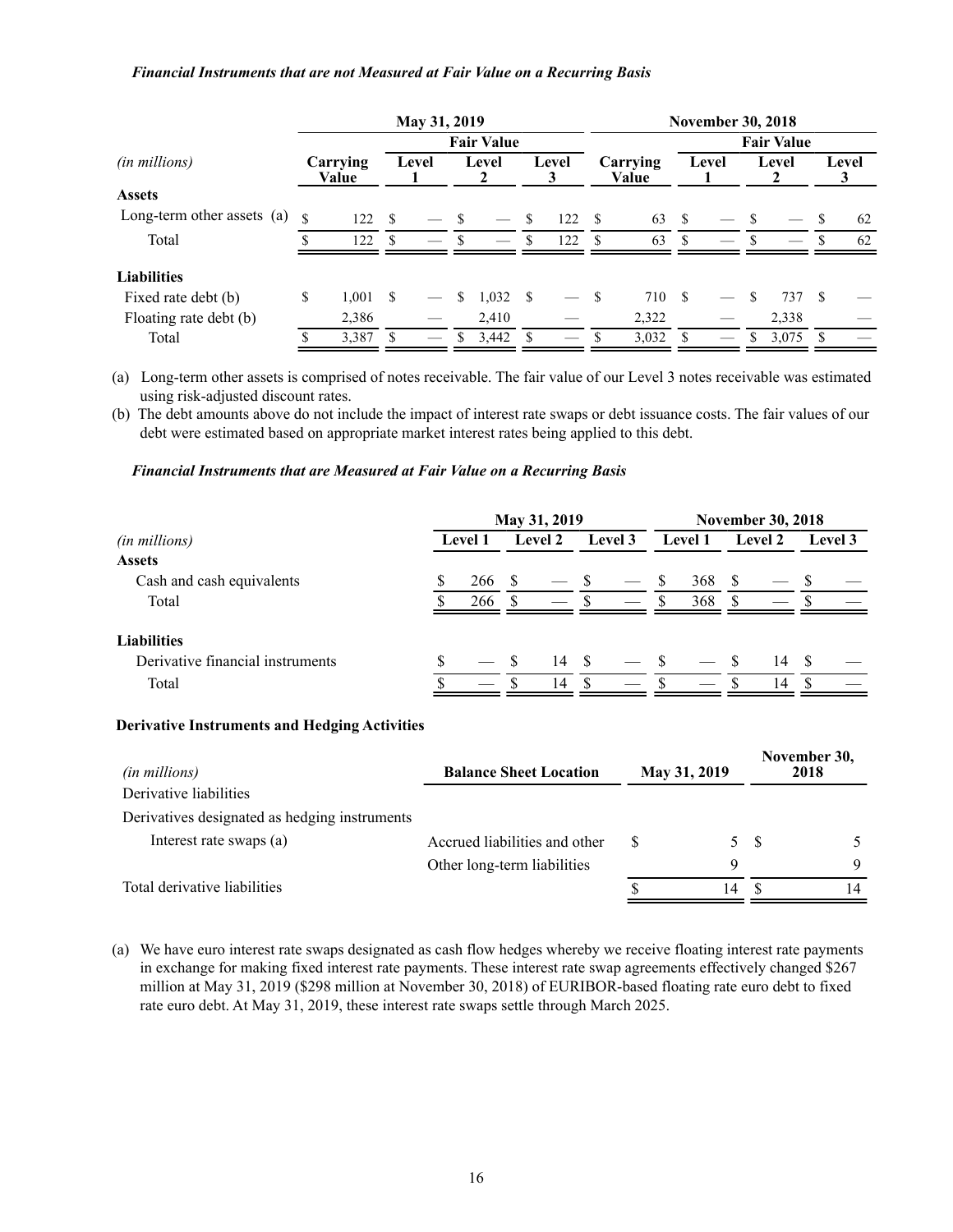***Financial Instruments that are not Measured at Fair Value on a Recurring Basis***

| | May 31, 2019 | | | | November 30, 2018 | | | |
|---|---|---|---|---|---|---|---|---|
| | | Fair Value | | | | Fair Value | | |
| *(in millions)* | Carrying Value | Level 1 | Level 2 | Level 3 | Carrying Value | Level 1 | Level 2 | Level 3 |
| **Assets** | | | | | | | | |
| Long-term other assets (a) | $ 122 | $ — | $ — | $ 122 | $ 63 | $ — | $ — | $ 62 |
| Total | $ 122 | $ — | $ — | $ 122 | $ 63 | $ — | $ — | $ 62 |
| **Liabilities** | | | | | | | | |
| Fixed rate debt (b) | $ 1,001 | $ — | $ 1,032 | $ — | $ 710 | $ — | $ 737 | $ — |
| Floating rate debt (b) | 2,386 | — | 2,410 | — | 2,322 | — | 2,338 | — |
| Total | $ 3,387 | $ — | $ 3,442 | $ — | $ 3,032 | $ — | $ 3,075 | $ — |

(a) Long-term other assets is comprised of notes receivable. The fair value of our Level 3 notes receivable was estimated using risk-adjusted discount rates.

(b) The debt amounts above do not include the impact of interest rate swaps or debt issuance costs. The fair values of our debt were estimated based on appropriate market interest rates being applied to this debt.

***Financial Instruments that are Measured at Fair Value on a Recurring Basis***

| | May 31, 2019 | | | November 30, 2018 | | |
|---|---|---|---|---|---|---|
| *(in millions)* | Level 1 | Level 2 | Level 3 | Level 1 | Level 2 | Level 3 |
| **Assets** | | | | | | |
| Cash and cash equivalents | $ 266 | $ — | $ — | $ 368 | $ — | $ — |
| Total | $ 266 | $ — | $ — | $ 368 | $ — | $ — |
| **Liabilities** | | | | | | |
| Derivative financial instruments | $ — | $ 14 | $ — | $ — | $ 14 | $ — |
| Total | $ — | $ 14 | $ — | $ — | $ 14 | $ — |

**Derivative Instruments and Hedging Activities**

| *(in millions)* | Balance Sheet Location | May 31, 2019 | November 30, 2018 |
|---|---|---|---|
| Derivative liabilities | | | |
| Derivatives designated as hedging instruments | | | |
| Interest rate swaps (a) | Accrued liabilities and other | $ 5 | $ 5 |
| | Other long-term liabilities | 9 | 9 |
| Total derivative liabilities | | $ 14 | $ 14 |

(a) We have euro interest rate swaps designated as cash flow hedges whereby we receive floating interest rate payments in exchange for making fixed interest rate payments. These interest rate swap agreements effectively changed $267 million at May 31, 2019 ($298 million at November 30, 2018) of EURIBOR-based floating rate euro debt to fixed rate euro debt. At May 31, 2019, these interest rate swaps settle through March 2025.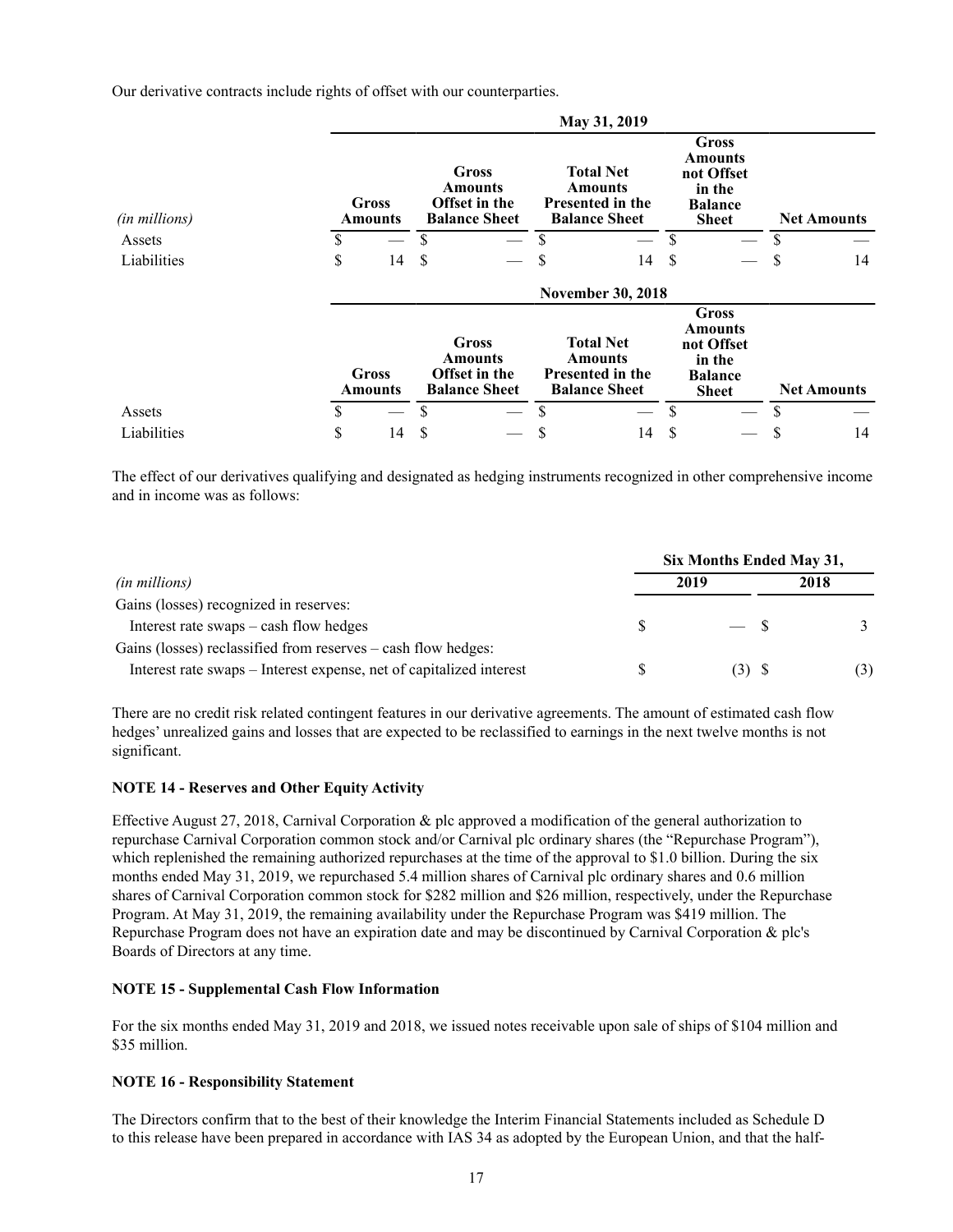Our derivative contracts include rights of offset with our counterparties.

| | May 31, 2019 | | | | |
|---|---|---|---|---|---|
| *(in millions)* | Gross Amounts | Gross Amounts Offset in the Balance Sheet | Total Net Amounts Presented in the Balance Sheet | Gross Amounts not Offset in the Balance Sheet | Net Amounts |
| Assets | $ — | $ — | $ — | $ — | $ — |
| Liabilities | $ 14 | $ — | $ 14 | $ — | $ 14 |

| | November 30, 2018 | | | | |
|---|---|---|---|---|---|
| | Gross Amounts | Gross Amounts Offset in the Balance Sheet | Total Net Amounts Presented in the Balance Sheet | Gross Amounts not Offset in the Balance Sheet | Net Amounts |
| Assets | $ — | $ — | $ — | $ — | $ — |
| Liabilities | $ 14 | $ — | $ 14 | $ — | $ 14 |

The effect of our derivatives qualifying and designated as hedging instruments recognized in other comprehensive income and in income was as follows:

| | Six Months Ended May 31, | |
|---|---|---|
| *(in millions)* | 2019 | 2018 |
| Gains (losses) recognized in reserves: | | |
| Interest rate swaps – cash flow hedges | $ — | $ 3 |
| Gains (losses) reclassified from reserves – cash flow hedges: | | |
| Interest rate swaps – Interest expense, net of capitalized interest | $ (3) | $ (3) |

There are no credit risk related contingent features in our derivative agreements. The amount of estimated cash flow hedges' unrealized gains and losses that are expected to be reclassified to earnings in the next twelve months is not significant.

**NOTE 14 - Reserves and Other Equity Activity**

Effective August 27, 2018, Carnival Corporation & plc approved a modification of the general authorization to repurchase Carnival Corporation common stock and/or Carnival plc ordinary shares (the "Repurchase Program"), which replenished the remaining authorized repurchases at the time of the approval to $1.0 billion. During the six months ended May 31, 2019, we repurchased 5.4 million shares of Carnival plc ordinary shares and 0.6 million shares of Carnival Corporation common stock for $282 million and $26 million, respectively, under the Repurchase Program. At May 31, 2019, the remaining availability under the Repurchase Program was $419 million. The Repurchase Program does not have an expiration date and may be discontinued by Carnival Corporation & plc's Boards of Directors at any time.

**NOTE 15 - Supplemental Cash Flow Information**

For the six months ended May 31, 2019 and 2018, we issued notes receivable upon sale of ships of $104 million and $35 million.

**NOTE 16 - Responsibility Statement**

The Directors confirm that to the best of their knowledge the Interim Financial Statements included as Schedule D to this release have been prepared in accordance with IAS 34 as adopted by the European Union, and that the half-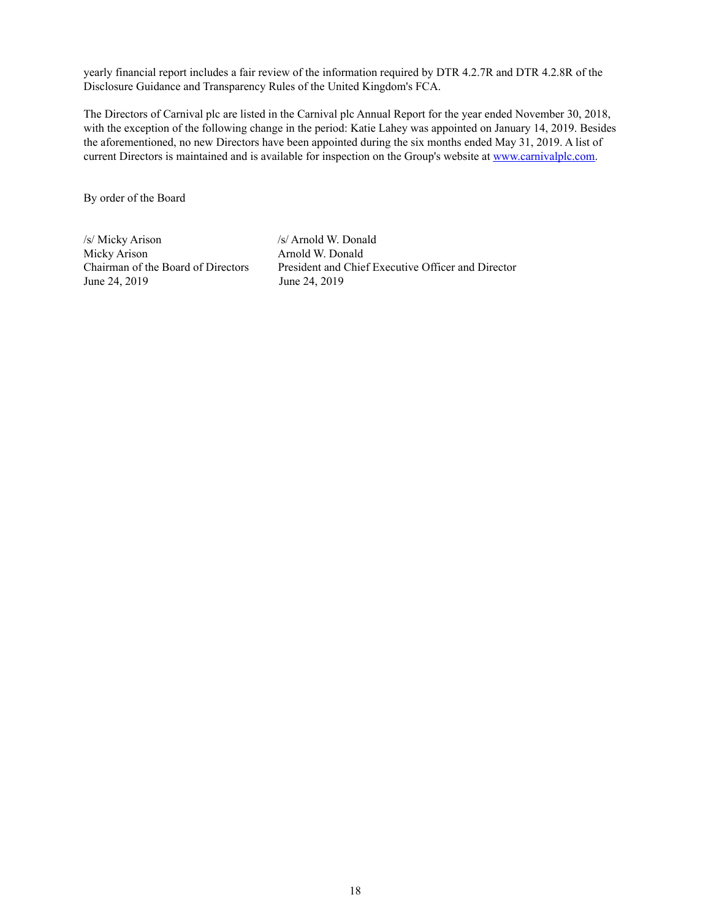yearly financial report includes a fair review of the information required by DTR 4.2.7R and DTR 4.2.8R of the Disclosure Guidance and Transparency Rules of the United Kingdom's FCA.

The Directors of Carnival plc are listed in the Carnival plc Annual Report for the year ended November 30, 2018, with the exception of the following change in the period: Katie Lahey was appointed on January 14, 2019. Besides the aforementioned, no new Directors have been appointed during the six months ended May 31, 2019. A list of current Directors is maintained and is available for inspection on the Group's website at www.carnivalplc.com.

By order of the Board

| | |
|---|---|
| /s/ Micky Arison | /s/ Arnold W. Donald |
| Micky Arison | Arnold W. Donald |
| Chairman of the Board of Directors | President and Chief Executive Officer and Director |
| June 24, 2019 | June 24, 2019 |